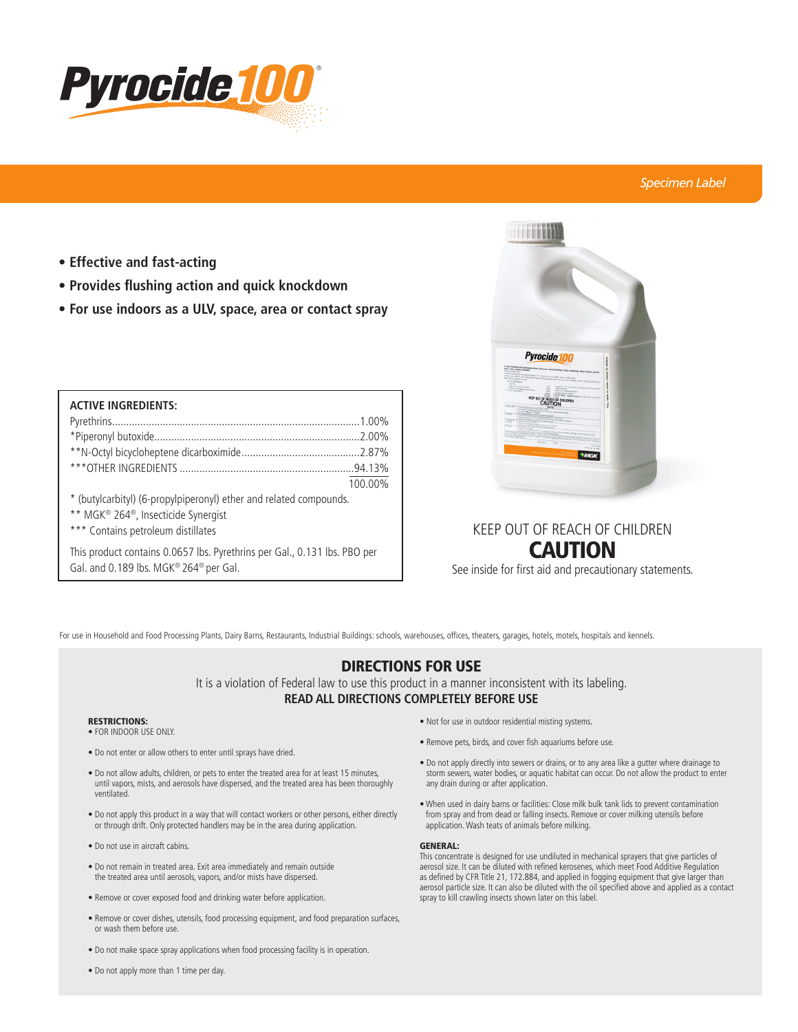# Pyrocide 100®

*Specimen Label*

- **Effective and fast-acting**
- **Provides flushing action and quick knockdown**
- **For use indoors as a ULV, space, area or contact spray**

**ACTIVE INGREDIENTS:**

| | |
|---|---|
| Pyrethrins | 1.00% |
| *Piperonyl butoxide | 2.00% |
| **N-Octyl bicycloheptene dicarboximide | 2.87% |
| ***OTHER INGREDIENTS | 94.13% |
| | 100.00% |

\* (butylcarbityl) (6-propylpiperonyl) ether and related compounds.
** MGK® 264®, Insecticide Synergist
*** Contains petroleum distillates

This product contains 0.0657 lbs. Pyrethrins per Gal., 0.131 lbs. PBO per Gal. and 0.189 lbs. MGK® 264® per Gal.

KEEP OUT OF REACH OF CHILDREN

**CAUTION**

See inside for first aid and precautionary statements.

For use in Household and Food Processing Plants, Dairy Barns, Restaurants, Industrial Buildings: schools, warehouses, offices, theaters, garages, hotels, motels, hospitals and kennels.

## DIRECTIONS FOR USE

It is a violation of Federal law to use this product in a manner inconsistent with its labeling.

**READ ALL DIRECTIONS COMPLETELY BEFORE USE**

**RESTRICTIONS:**

- FOR INDOOR USE ONLY.
- Do not enter or allow others to enter until sprays have dried.
- Do not allow adults, children, or pets to enter the treated area for at least 15 minutes, until vapors, mists, and aerosols have dispersed, and the treated area has been thoroughly ventilated.
- Do not apply this product in a way that will contact workers or other persons, either directly or through drift. Only protected handlers may be in the area during application.
- Do not use in aircraft cabins.
- Do not remain in treated area. Exit area immediately and remain outside the treated area until aerosols, vapors, and/or mists have dispersed.
- Remove or cover exposed food and drinking water before application.
- Remove or cover dishes, utensils, food processing equipment, and food preparation surfaces, or wash them before use.
- Do not make space spray applications when food processing facility is in operation.
- Do not apply more than 1 time per day.
- Not for use in outdoor residential misting systems.
- Remove pets, birds, and cover fish aquariums before use.
- Do not apply directly into sewers or drains, or to any area like a gutter where drainage to storm sewers, water bodies, or aquatic habitat can occur. Do not allow the product to enter any drain during or after application.
- When used in dairy barns or facilities: Close milk bulk tank lids to prevent contamination from spray and from dead or falling insects. Remove or cover milking utensils before application. Wash teats of animals before milking.

**GENERAL:**

This concentrate is designed for use undiluted in mechanical sprayers that give particles of aerosol size. It can be diluted with refined kerosenes, which meet Food Additive Regulation as defined by CFR Title 21, 172.884, and applied in fogging equipment that give larger than aerosol particle size. It can also be diluted with the oil specified above and applied as a contact spray to kill crawling insects shown later on this label.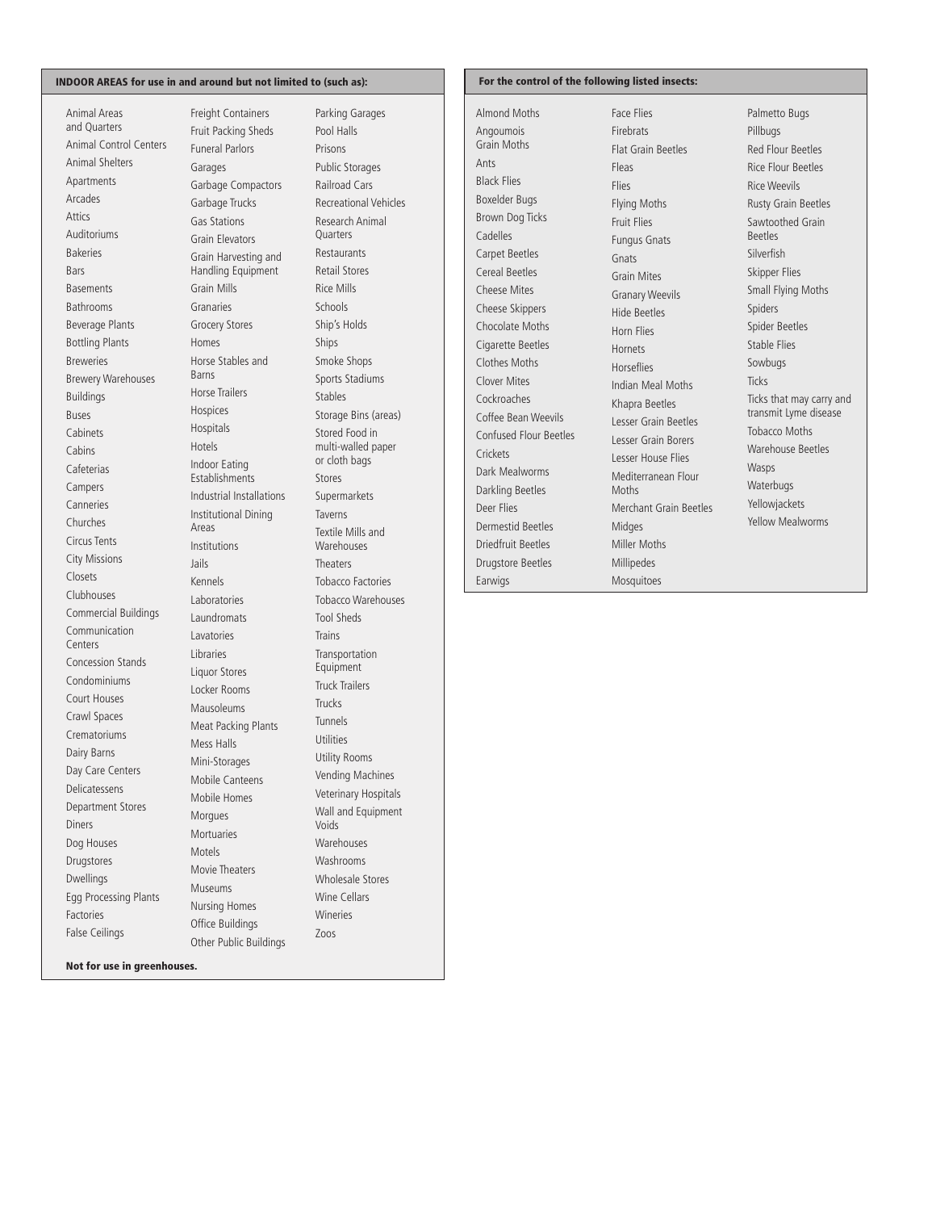**INDOOR AREAS for use in and around but not limited to (such as):**

- Animal Areas and Quarters
- Animal Control Centers
- Animal Shelters
- Apartments
- Arcades
- Attics
- Auditoriums
- Bakeries
- Bars
- Basements
- Bathrooms
- Beverage Plants
- Bottling Plants
- Breweries
- Brewery Warehouses
- Buildings
- Buses
- Cabinets
- Cabins
- Cafeterias
- Campers
- Canneries
- Churches
- Circus Tents
- City Missions
- Closets
- Clubhouses
- Commercial Buildings
- Communication Centers
- Concession Stands
- Condominiums
- Court Houses
- Crawl Spaces
- Crematoriums
- Dairy Barns
- Day Care Centers
- Delicatessens
- Department Stores
- Diners
- Dog Houses
- Drugstores
- Dwellings
- Egg Processing Plants
- Factories
- False Ceilings
- Freight Containers
- Fruit Packing Sheds
- Funeral Parlors
- Garages
- Garbage Compactors
- Garbage Trucks
- Gas Stations
- Grain Elevators
- Grain Harvesting and Handling Equipment
- Grain Mills
- Granaries
- Grocery Stores
- Homes
- Horse Stables and Barns
- Horse Trailers
- Hospices
- Hospitals
- Hotels
- Indoor Eating Establishments
- Industrial Installations
- Institutional Dining Areas
- Institutions
- Jails
- Kennels
- Laboratories
- Laundromats
- Lavatories
- Libraries
- Liquor Stores
- Locker Rooms
- Mausoleums
- Meat Packing Plants
- Mess Halls
- Mini-Storages
- Mobile Canteens
- Mobile Homes
- Morgues
- Mortuaries
- Motels
- Movie Theaters
- Museums
- Nursing Homes
- Office Buildings
- Other Public Buildings
- Parking Garages
- Pool Halls
- Prisons
- Public Storages
- Railroad Cars
- Recreational Vehicles
- Research Animal Quarters
- Restaurants
- Retail Stores
- Rice Mills
- Schools
- Ship's Holds
- Ships
- Smoke Shops
- Sports Stadiums
- Stables
- Storage Bins (areas)
- Stored Food in multi-walled paper or cloth bags
- Stores
- Supermarkets
- Taverns
- Textile Mills and Warehouses
- Theaters
- Tobacco Factories
- Tobacco Warehouses
- Tool Sheds
- Trains
- Transportation Equipment
- Truck Trailers
- Trucks
- Tunnels
- Utilities
- Utility Rooms
- Vending Machines
- Veterinary Hospitals
- Wall and Equipment Voids
- Warehouses
- Washrooms
- Wholesale Stores
- Wine Cellars
- Wineries
- Zoos

**Not for use in greenhouses.**

**For the control of the following listed insects:**

- Almond Moths
- Angoumois Grain Moths
- Ants
- Black Flies
- Boxelder Bugs
- Brown Dog Ticks
- Cadelles
- Carpet Beetles
- Cereal Beetles
- Cheese Mites
- Cheese Skippers
- Chocolate Moths
- Cigarette Beetles
- Clothes Moths
- Clover Mites
- Cockroaches
- Coffee Bean Weevils
- Confused Flour Beetles
- Crickets
- Dark Mealworms
- Darkling Beetles
- Deer Flies
- Dermestid Beetles
- Driedfruit Beetles
- Drugstore Beetles
- Earwigs
- Face Flies
- Firebrats
- Flat Grain Beetles
- Fleas
- Flies
- Flying Moths
- Fruit Flies
- Fungus Gnats
- Gnats
- Grain Mites
- Granary Weevils
- Hide Beetles
- Horn Flies
- Hornets
- Horseflies
- Indian Meal Moths
- Khapra Beetles
- Lesser Grain Beetles
- Lesser Grain Borers
- Lesser House Flies
- Mediterranean Flour Moths
- Merchant Grain Beetles
- Midges
- Miller Moths
- Millipedes
- Mosquitoes
- Palmetto Bugs
- Pillbugs
- Red Flour Beetles
- Rice Flour Beetles
- Rice Weevils
- Rusty Grain Beetles
- Sawtoothed Grain Beetles
- Silverfish
- Skipper Flies
- Small Flying Moths
- Spiders
- Spider Beetles
- Stable Flies
- Sowbugs
- Ticks
- Ticks that may carry and transmit Lyme disease
- Tobacco Moths
- Warehouse Beetles
- Wasps
- Waterbugs
- Yellowjackets
- Yellow Mealworms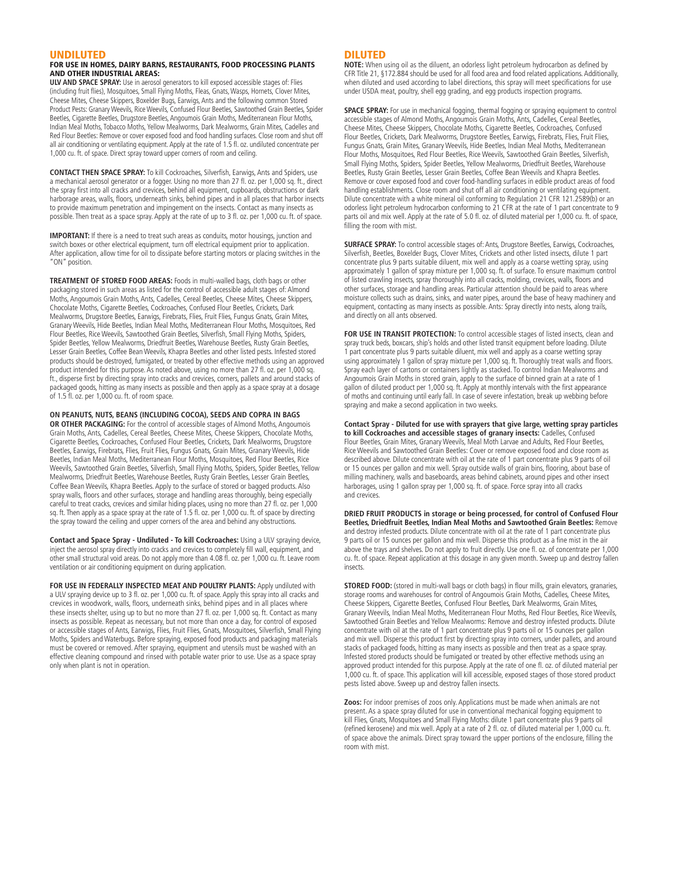## UNDILUTED

### FOR USE IN HOMES, DAIRY BARNS, RESTAURANTS, FOOD PROCESSING PLANTS AND OTHER INDUSTRIAL AREAS:

**ULV AND SPACE SPRAY:** Use in aerosol generators to kill exposed accessible stages of: Flies (including fruit flies), Mosquitoes, Small Flying Moths, Fleas, Gnats, Wasps, Hornets, Clover Mites, Cheese Mites, Cheese Skippers, Boxelder Bugs, Earwigs, Ants and the following common Stored Product Pests: Granary Weevils, Rice Weevils, Confused Flour Beetles, Sawtoothed Grain Beetles, Spider Beetles, Cigarette Beetles, Drugstore Beetles, Angoumois Grain Moths, Mediterranean Flour Moths, Indian Meal Moths, Tobacco Moths, Yellow Mealworms, Dark Mealworms, Grain Mites, Cadelles and Red Flour Beetles: Remove or cover exposed food and food handling surfaces. Close room and shut off all air conditioning or ventilating equipment. Apply at the rate of 1.5 fl. oz. undiluted concentrate per 1,000 cu. ft. of space. Direct spray toward upper corners of room and ceiling.

**CONTACT THEN SPACE SPRAY:** To kill Cockroaches, Silverfish, Earwigs, Ants and Spiders, use a mechanical aerosol generator or a fogger. Using no more than 27 fl. oz. per 1,000 sq. ft., direct the spray first into all cracks and crevices, behind all equipment, cupboards, obstructions or dark harborage areas, walls, floors, underneath sinks, behind pipes and in all places that harbor insects to provide maximum penetration and impingement on the insects. Contact as many insects as possible. Then treat as a space spray. Apply at the rate of up to 3 fl. oz. per 1,000 cu. ft. of space.

**IMPORTANT:** If there is a need to treat such areas as conduits, motor housings, junction and switch boxes or other electrical equipment, turn off electrical equipment prior to application. After application, allow time for oil to dissipate before starting motors or placing switches in the "ON" position.

**TREATMENT OF STORED FOOD AREAS:** Foods in multi-walled bags, cloth bags or other packaging stored in such areas as listed for the control of accessible adult stages of: Almond Moths, Angoumois Grain Moths, Ants, Cadelles, Cereal Beetles, Cheese Mites, Cheese Skippers, Chocolate Moths, Cigarette Beetles, Cockroaches, Confused Flour Beetles, Crickets, Dark Mealworms, Drugstore Beetles, Earwigs, Firebrats, Flies, Fruit Flies, Fungus Gnats, Grain Mites, Granary Weevils, Hide Beetles, Indian Meal Moths, Mediterranean Flour Moths, Mosquitoes, Red Flour Beetles, Rice Weevils, Sawtoothed Grain Beetles, Silverfish, Small Flying Moths, Spiders, Spider Beetles, Yellow Mealworms, Driedfruit Beetles, Warehouse Beetles, Rusty Grain Beetles, Lesser Grain Beetles, Coffee Bean Weevils, Khapra Beetles and other listed pests. Infested stored products should be destroyed, fumigated, or treated by other effective methods using an approved product intended for this purpose. As noted above, using no more than 27 fl. oz. per 1,000 sq. ft., disperse first by directing spray into cracks and crevices, corners, pallets and around stacks of packaged goods, hitting as many insects as possible and then apply as a space spray at a dosage of 1.5 fl. oz. per 1,000 cu. ft. of room space.

**ON PEANUTS, NUTS, BEANS (INCLUDING COCOA), SEEDS AND COPRA IN BAGS OR OTHER PACKAGING:** For the control of accessible stages of Almond Moths, Angoumois Grain Moths, Ants, Cadelles, Cereal Beetles, Cheese Mites, Cheese Skippers, Chocolate Moths, Cigarette Beetles, Cockroaches, Confused Flour Beetles, Crickets, Dark Mealworms, Drugstore Beetles, Earwigs, Firebrats, Flies, Fruit Flies, Fungus Gnats, Grain Mites, Granary Weevils, Hide Beetles, Indian Meal Moths, Mediterranean Flour Moths, Mosquitoes, Red Flour Beetles, Rice Weevils, Sawtoothed Grain Beetles, Silverfish, Small Flying Moths, Spiders, Spider Beetles, Yellow Mealworms, Driedfruit Beetles, Warehouse Beetles, Rusty Grain Beetles, Lesser Grain Beetles, Coffee Bean Weevils, Khapra Beetles. Apply to the surface of stored or bagged products. Also spray walls, floors and other surfaces, storage and handling areas thoroughly, being especially careful to treat cracks, crevices and similar hiding places, using no more than 27 fl. oz. per 1,000 sq. ft. Then apply as a space spray at the rate of 1.5 fl. oz. per 1,000 cu. ft. of space by directing the spray toward the ceiling and upper corners of the area and behind any obstructions.

**Contact and Space Spray - Undiluted - To kill Cockroaches:** Using a ULV spraying device, inject the aerosol spray directly into cracks and crevices to completely fill wall, equipment, and other small structural void areas. Do not apply more than 4.08 fl. oz. per 1,000 cu. ft. Leave room ventilation or air conditioning equipment on during application.

**FOR USE IN FEDERALLY INSPECTED MEAT AND POULTRY PLANTS:** Apply undiluted with a ULV spraying device up to 3 fl. oz. per 1,000 cu. ft. of space. Apply this spray into all cracks and crevices in woodwork, walls, floors, underneath sinks, behind pipes and in all places where these insects shelter, using up to but no more than 27 fl. oz. per 1,000 sq. ft. Contact as many insects as possible. Repeat as necessary, but not more than once a day, for control of exposed or accessible stages of Ants, Earwigs, Flies, Fruit Flies, Gnats, Mosquitoes, Silverfish, Small Flying Moths, Spiders and Waterbugs. Before spraying, exposed food products and packaging materials must be covered or removed. After spraying, equipment and utensils must be washed with an effective cleaning compound and rinsed with potable water prior to use. Use as a space spray only when plant is not in operation.

## DILUTED

**NOTE:** When using oil as the diluent, an odorless light petroleum hydrocarbon as defined by CFR Title 21, §172.884 should be used for all food area and food related applications. Additionally, when diluted and used according to label directions, this spray will meet specifications for use under USDA meat, poultry, shell egg grading, and egg products inspection programs.

**SPACE SPRAY:** For use in mechanical fogging, thermal fogging or spraying equipment to control accessible stages of Almond Moths, Angoumois Grain Moths, Ants, Cadelles, Cereal Beetles, Cheese Mites, Cheese Skippers, Chocolate Moths, Cigarette Beetles, Cockroaches, Confused Flour Beetles, Crickets, Dark Mealworms, Drugstore Beetles, Earwigs, Firebrats, Flies, Fruit Flies, Fungus Gnats, Grain Mites, Granary Weevils, Hide Beetles, Indian Meal Moths, Mediterranean Flour Moths, Mosquitoes, Red Flour Beetles, Rice Weevils, Sawtoothed Grain Beetles, Silverfish, Small Flying Moths, Spiders, Spider Beetles, Yellow Mealworms, Driedfruit Beetles, Warehouse Beetles, Rusty Grain Beetles, Lesser Grain Beetles, Coffee Bean Weevils and Khapra Beetles. Remove or cover exposed food and cover food-handling surfaces in edible product areas of food handling establishments. Close room and shut off all air conditioning or ventilating equipment. Dilute concentrate with a white mineral oil conforming to Regulation 21 CFR 121.2589(b) or an odorless light petroleum hydrocarbon conforming to 21 CFR at the rate of 1 part concentrate to 9 parts oil and mix well. Apply at the rate of 5.0 fl. oz. of diluted material per 1,000 cu. ft. of space, filling the room with mist.

**SURFACE SPRAY:** To control accessible stages of: Ants, Drugstore Beetles, Earwigs, Cockroaches, Silverfish, Beetles, Boxelder Bugs, Clover Mites, Crickets and other listed insects, dilute 1 part concentrate plus 9 parts suitable diluent, mix well and apply as a coarse wetting spray, using approximately 1 gallon of spray mixture per 1,000 sq. ft. of surface. To ensure maximum control of listed crawling insects, spray thoroughly into all cracks, molding, crevices, walls, floors and other surfaces, storage and handling areas. Particular attention should be paid to areas where moisture collects such as drains, sinks, and water pipes, around the base of heavy machinery and equipment, contacting as many insects as possible. Ants: Spray directly into nests, along trails, and directly on all ants observed.

**FOR USE IN TRANSIT PROTECTION:** To control accessible stages of listed insects, clean and spray truck beds, boxcars, ship's holds and other listed transit equipment before loading. Dilute 1 part concentrate plus 9 parts suitable diluent, mix well and apply as a coarse wetting spray using approximately 1 gallon of spray mixture per 1,000 sq. ft. Thoroughly treat walls and floors. Spray each layer of cartons or containers lightly as stacked. To control Indian Mealworms and Angoumois Grain Moths in stored grain, apply to the surface of binned grain at a rate of 1 gallon of diluted product per 1,000 sq. ft. Apply at monthly intervals with the first appearance of moths and continuing until early fall. In case of severe infestation, break up webbing before spraying and make a second application in two weeks.

**Contact Spray - Diluted for use with sprayers that give large, wetting spray particles to kill Cockroaches and accessible stages of granary insects:** Cadelles, Confused Flour Beetles, Grain Mites, Granary Weevils, Meal Moth Larvae and Adults, Red Flour Beetles, Rice Weevils and Sawtoothed Grain Beetles: Cover or remove exposed food and close room as described above. Dilute concentrate with oil at the rate of 1 part concentrate plus 9 parts of oil or 15 ounces per gallon and mix well. Spray outside walls of grain bins, flooring, about base of milling machinery, walls and baseboards, areas behind cabinets, around pipes and other insect harborages, using 1 gallon spray per 1,000 sq. ft. of space. Force spray into all cracks and crevices.

**DRIED FRUIT PRODUCTS in storage or being processed, for control of Confused Flour Beetles, Driedfruit Beetles, Indian Meal Moths and Sawtoothed Grain Beetles:** Remove and destroy infested products. Dilute concentrate with oil at the rate of 1 part concentrate plus 9 parts oil or 15 ounces per gallon and mix well. Disperse this product as a fine mist in the air above the trays and shelves. Do not apply to fruit directly. Use one fl. oz. of concentrate per 1,000 cu. ft. of space. Repeat application at this dosage in any given month. Sweep up and destroy fallen insects.

**STORED FOOD:** (stored in multi-wall bags or cloth bags) in flour mills, grain elevators, granaries, storage rooms and warehouses for control of Angoumois Grain Moths, Cadelles, Cheese Mites, Cheese Skippers, Cigarette Beetles, Confused Flour Beetles, Dark Mealworms, Grain Mites, Granary Weevils, Indian Meal Moths, Mediterranean Flour Moths, Red Flour Beetles, Rice Weevils, Sawtoothed Grain Beetles and Yellow Mealworms: Remove and destroy infested products. Dilute concentrate with oil at the rate of 1 part concentrate plus 9 parts oil or 15 ounces per gallon and mix well. Disperse this product first by directing spray into corners, under pallets, and around stacks of packaged foods, hitting as many insects as possible and then treat as a space spray. Infested stored products should be fumigated or treated by other effective methods using an approved product intended for this purpose. Apply at the rate of one fl. oz. of diluted material per 1,000 cu. ft. of space. This application will kill accessible, exposed stages of those stored product pests listed above. Sweep up and destroy fallen insects.

**Zoos:** For indoor premises of zoos only. Applications must be made when animals are not present. As a space spray diluted for use in conventional mechanical fogging equipment to kill Flies, Gnats, Mosquitoes and Small Flying Moths: dilute 1 part concentrate plus 9 parts oil (refined kerosene) and mix well. Apply at a rate of 2 fl. oz. of diluted material per 1,000 cu. ft. of space above the animals. Direct spray toward the upper portions of the enclosure, filling the room with mist.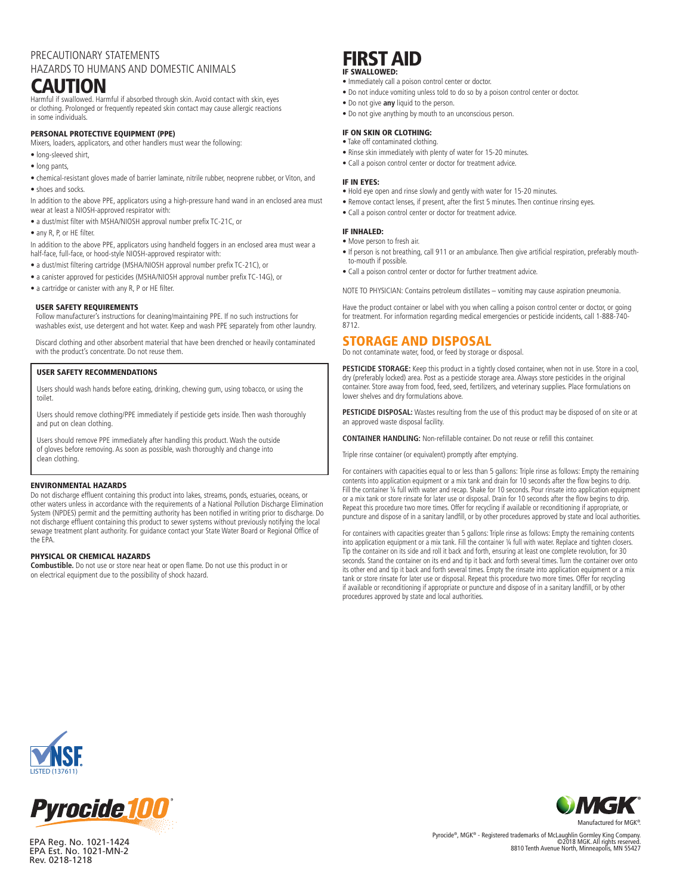PRECAUTIONARY STATEMENTS

HAZARDS TO HUMANS AND DOMESTIC ANIMALS

# CAUTION

Harmful if swallowed. Harmful if absorbed through skin. Avoid contact with skin, eyes or clothing. Prolonged or frequently repeated skin contact may cause allergic reactions in some individuals.

### PERSONAL PROTECTIVE EQUIPMENT (PPE)

Mixers, loaders, applicators, and other handlers must wear the following:

- long-sleeved shirt,
- long pants,
- chemical-resistant gloves made of barrier laminate, nitrile rubber, neoprene rubber, or Viton, and
- shoes and socks.

In addition to the above PPE, applicators using a high-pressure hand wand in an enclosed area must wear at least a NIOSH-approved respirator with:

- a dust/mist filter with MSHA/NIOSH approval number prefix TC-21C, or
- any R, P, or HE filter.

In addition to the above PPE, applicators using handheld foggers in an enclosed area must wear a half-face, full-face, or hood-style NIOSH-approved respirator with:

- a dust/mist filtering cartridge (MSHA/NIOSH approval number prefix TC-21C), or
- a canister approved for pesticides (MSHA/NIOSH approval number prefix TC-14G), or
- a cartridge or canister with any R, P or HE filter.

### USER SAFETY REQUIREMENTS

Follow manufacturer's instructions for cleaning/maintaining PPE. If no such instructions for washables exist, use detergent and hot water. Keep and wash PPE separately from other laundry.

Discard clothing and other absorbent material that have been drenched or heavily contaminated with the product's concentrate. Do not reuse them.

### USER SAFETY RECOMMENDATIONS

Users should wash hands before eating, drinking, chewing gum, using tobacco, or using the toilet.

Users should remove clothing/PPE immediately if pesticide gets inside. Then wash thoroughly and put on clean clothing.

Users should remove PPE immediately after handling this product. Wash the outside of gloves before removing. As soon as possible, wash thoroughly and change into clean clothing.

### ENVIRONMENTAL HAZARDS

Do not discharge effluent containing this product into lakes, streams, ponds, estuaries, oceans, or other waters unless in accordance with the requirements of a National Pollution Discharge Elimination System (NPDES) permit and the permitting authority has been notified in writing prior to discharge. Do not discharge effluent containing this product to sewer systems without previously notifying the local sewage treatment plant authority. For guidance contact your State Water Board or Regional Office of the EPA.

### PHYSICAL OR CHEMICAL HAZARDS

**Combustible.** Do not use or store near heat or open flame. Do not use this product in or on electrical equipment due to the possibility of shock hazard.

# FIRST AID

### IF SWALLOWED:

- Immediately call a poison control center or doctor.
- Do not induce vomiting unless told to do so by a poison control center or doctor.
- Do not give **any** liquid to the person.
- Do not give anything by mouth to an unconscious person.

### IF ON SKIN OR CLOTHING:

- Take off contaminated clothing.
- Rinse skin immediately with plenty of water for 15-20 minutes.
- Call a poison control center or doctor for treatment advice.

### IF IN EYES:

- Hold eye open and rinse slowly and gently with water for 15-20 minutes.
- Remove contact lenses, if present, after the first 5 minutes. Then continue rinsing eyes.
- Call a poison control center or doctor for treatment advice.

### IF INHALED:

- Move person to fresh air.
- If person is not breathing, call 911 or an ambulance. Then give artificial respiration, preferably mouth-to-mouth if possible.
- Call a poison control center or doctor for further treatment advice.

NOTE TO PHYSICIAN: Contains petroleum distillates – vomiting may cause aspiration pneumonia.

Have the product container or label with you when calling a poison control center or doctor, or going for treatment. For information regarding medical emergencies or pesticide incidents, call 1-888-740-8712.

## STORAGE AND DISPOSAL

Do not contaminate water, food, or feed by storage or disposal.

**PESTICIDE STORAGE:** Keep this product in a tightly closed container, when not in use. Store in a cool, dry (preferably locked) area. Post as a pesticide storage area. Always store pesticides in the original container. Store away from food, feed, seed, fertilizers, and veterinary supplies. Place formulations on lower shelves and dry formulations above.

**PESTICIDE DISPOSAL:** Wastes resulting from the use of this product may be disposed of on site or at an approved waste disposal facility.

**CONTAINER HANDLING:** Non-refillable container. Do not reuse or refill this container.

Triple rinse container (or equivalent) promptly after emptying.

For containers with capacities equal to or less than 5 gallons: Triple rinse as follows: Empty the remaining contents into application equipment or a mix tank and drain for 10 seconds after the flow begins to drip. Fill the container ¼ full with water and recap. Shake for 10 seconds. Pour rinsate into application equipment or a mix tank or store rinsate for later use or disposal. Drain for 10 seconds after the flow begins to drip. Repeat this procedure two more times. Offer for recycling if available or reconditioning if appropriate, or puncture and dispose of in a sanitary landfill, or by other procedures approved by state and local authorities.

For containers with capacities greater than 5 gallons: Triple rinse as follows: Empty the remaining contents into application equipment or a mix tank. Fill the container ¼ full with water. Replace and tighten closers. Tip the container on its side and roll it back and forth, ensuring at least one complete revolution, for 30 seconds. Stand the container on its end and tip it back and forth several times. Turn the container over onto its other end and tip it back and forth several times. Empty the rinsate into application equipment or a mix tank or store rinsate for later use or disposal. Repeat this procedure two more times. Offer for recycling if available or reconditioning if appropriate or puncture and dispose of in a sanitary landfill, or by other procedures approved by state and local authorities.

NSF LISTED (137611)

Pyrocide 100®

EPA Reg. No. 1021-1424
EPA Est. No. 1021-MN-2
Rev. 0218-1218

MGK®
Manufactured for MGK®.

Pyrocide®, MGK® - Registered trademarks of McLaughlin Gormley King Company.
©2018 MGK. All rights reserved.
8810 Tenth Avenue North, Minneapolis, MN 55427